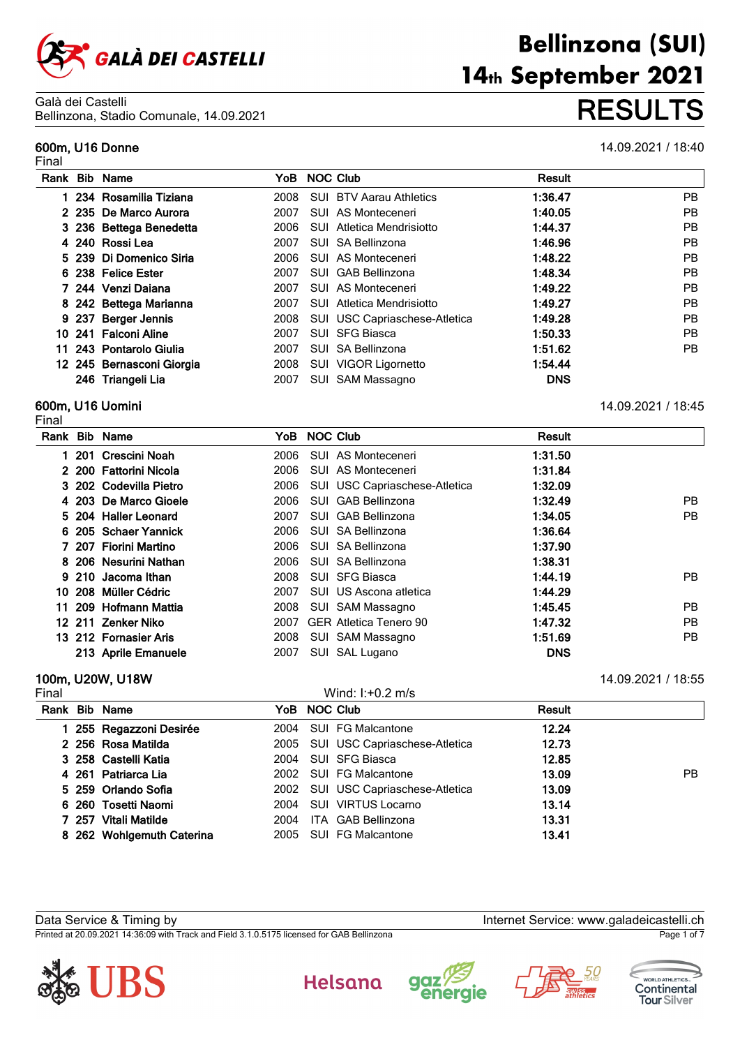# Bellinzona (SUI)
# 14th September 2021

Galà dei Castelli
Bellinzona, Stadio Comunale, 14.09.2021

# RESULTS

## 600m, U16 Donne

14.09.2021 / 18:40

Final

| Rank | Bib | Name | YoB | NOC | Club | Result | |
|---|---|---|---|---|---|---|---|
| 1 | 234 | Rosamilia Tiziana | 2008 | SUI | BTV Aarau Athletics | 1:36.47 | PB |
| 2 | 235 | De Marco Aurora | 2007 | SUI | AS Monteceneri | 1:40.05 | PB |
| 3 | 236 | Bettega Benedetta | 2006 | SUI | Atletica Mendrisiotto | 1:44.37 | PB |
| 4 | 240 | Rossi Lea | 2007 | SUI | SA Bellinzona | 1:46.96 | PB |
| 5 | 239 | Di Domenico Siria | 2006 | SUI | AS Monteceneri | 1:48.22 | PB |
| 6 | 238 | Felice Ester | 2007 | SUI | GAB Bellinzona | 1:48.34 | PB |
| 7 | 244 | Venzi Daiana | 2007 | SUI | AS Monteceneri | 1:49.22 | PB |
| 8 | 242 | Bettega Marianna | 2007 | SUI | Atletica Mendrisiotto | 1:49.27 | PB |
| 9 | 237 | Berger Jennis | 2008 | SUI | USC Capriaschese-Atletica | 1:49.28 | PB |
| 10 | 241 | Falconi Aline | 2007 | SUI | SFG Biasca | 1:50.33 | PB |
| 11 | 243 | Pontarolo Giulia | 2007 | SUI | SA Bellinzona | 1:51.62 | PB |
| 12 | 245 | Bernasconi Giorgia | 2008 | SUI | VIGOR Ligornetto | 1:54.44 | |
| | 246 | Triangeli Lia | 2007 | SUI | SAM Massagno | DNS | |

## 600m, U16 Uomini

14.09.2021 / 18:45

Final

| Rank | Bib | Name | YoB | NOC | Club | Result | |
|---|---|---|---|---|---|---|---|
| 1 | 201 | Crescini Noah | 2006 | SUI | AS Monteceneri | 1:31.50 | |
| 2 | 200 | Fattorini Nicola | 2006 | SUI | AS Monteceneri | 1:31.84 | |
| 3 | 202 | Codevilla Pietro | 2006 | SUI | USC Capriaschese-Atletica | 1:32.09 | |
| 4 | 203 | De Marco Gioele | 2006 | SUI | GAB Bellinzona | 1:32.49 | PB |
| 5 | 204 | Haller Leonard | 2007 | SUI | GAB Bellinzona | 1:34.05 | PB |
| 6 | 205 | Schaer Yannick | 2006 | SUI | SA Bellinzona | 1:36.64 | |
| 7 | 207 | Fiorini Martino | 2006 | SUI | SA Bellinzona | 1:37.90 | |
| 8 | 206 | Nesurini Nathan | 2006 | SUI | SA Bellinzona | 1:38.31 | |
| 9 | 210 | Jacoma Ithan | 2008 | SUI | SFG Biasca | 1:44.19 | PB |
| 10 | 208 | Müller Cédric | 2007 | SUI | US Ascona atletica | 1:44.29 | |
| 11 | 209 | Hofmann Mattia | 2008 | SUI | SAM Massagno | 1:45.45 | PB |
| 12 | 211 | Zenker Niko | 2007 | GER | Atletica Tenero 90 | 1:47.32 | PB |
| 13 | 212 | Fornasier Aris | 2008 | SUI | SAM Massagno | 1:51.69 | PB |
| | 213 | Aprile Emanuele | 2007 | SUI | SAL Lugano | DNS | |

## 100m, U20W, U18W

14.09.2021 / 18:55

Final

Wind: I:+0.2 m/s

| Rank | Bib | Name | YoB | NOC | Club | Result | |
|---|---|---|---|---|---|---|---|
| 1 | 255 | Regazzoni Desirée | 2004 | SUI | FG Malcantone | 12.24 | |
| 2 | 256 | Rosa Matilda | 2005 | SUI | USC Capriaschese-Atletica | 12.73 | |
| 3 | 258 | Castelli Katia | 2004 | SUI | SFG Biasca | 12.85 | |
| 4 | 261 | Patriarca Lia | 2002 | SUI | FG Malcantone | 13.09 | PB |
| 5 | 259 | Orlando Sofia | 2002 | SUI | USC Capriaschese-Atletica | 13.09 | |
| 6 | 260 | Tosetti Naomi | 2004 | SUI | VIRTUS Locarno | 13.14 | |
| 7 | 257 | Vitali Matilde | 2004 | ITA | GAB Bellinzona | 13.31 | |
| 8 | 262 | Wohlgemuth Caterina | 2005 | SUI | FG Malcantone | 13.41 | |

Data Service & Timing by

Internet Service: www.galadeicastelli.ch

Printed at 20.09.2021 14:36:09 with Track and Field 3.1.0.5175 licensed for GAB Bellinzona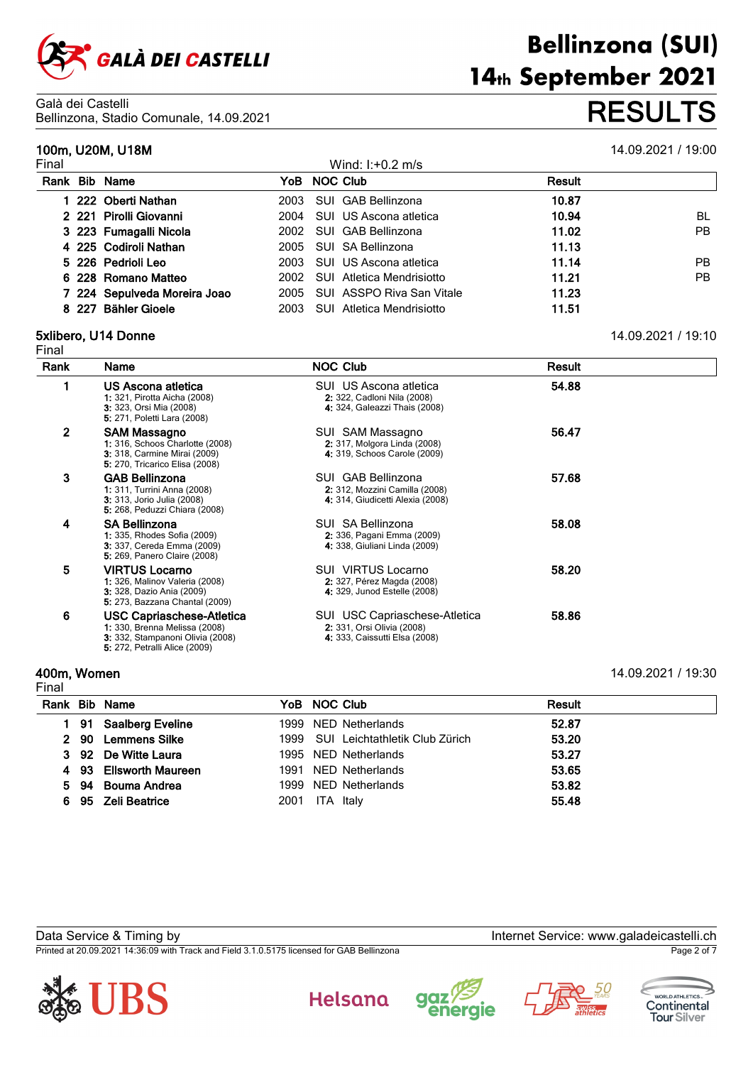# Bellinzona (SUI)
# 14th September 2021

Galà dei Castelli
Bellinzona, Stadio Comunale, 14.09.2021

# RESULTS

## 100m, U20M, U18M

14.09.2021 / 19:00

Final — Wind: I:+0.2 m/s

| Rank | Bib | Name | YoB | NOC | Club | Result | |
|---|---|---|---|---|---|---|---|
| 1 | 222 | **Oberti Nathan** | 2003 | SUI | GAB Bellinzona | **10.87** | |
| 2 | 221 | **Pirolli Giovanni** | 2004 | SUI | US Ascona atletica | **10.94** | BL |
| 3 | 223 | **Fumagalli Nicola** | 2002 | SUI | GAB Bellinzona | **11.02** | PB |
| 4 | 225 | **Codiroli Nathan** | 2005 | SUI | SA Bellinzona | **11.13** | |
| 5 | 226 | **Pedrioli Leo** | 2003 | SUI | US Ascona atletica | **11.14** | PB |
| 6 | 228 | **Romano Matteo** | 2002 | SUI | Atletica Mendrisiotto | **11.21** | PB |
| 7 | 224 | **Sepulveda Moreira Joao** | 2005 | SUI | ASSPO Riva San Vitale | **11.23** | |
| 8 | 227 | **Bähler Gioele** | 2003 | SUI | Atletica Mendrisiotto | **11.51** | |

## 5xlibero, U14 Donne

14.09.2021 / 19:10

Final

| Rank | Name | NOC | Club | Result |
|---|---|---|---|---|
| 1 | **US Ascona atletica**<br>1: 321, Pirotta Aicha (2008)<br>2: 322, Cadloni Nila (2008)<br>3: 323, Orsi Mia (2008)<br>4: 324, Galeazzi Thais (2008)<br>5: 271, Poletti Lara (2008) | SUI | US Ascona atletica | **54.88** |
| 2 | **SAM Massagno**<br>1: 316, Schoos Charlotte (2008)<br>2: 317, Molgora Linda (2008)<br>3: 318, Carmine Mirai (2009)<br>4: 319, Schoos Carole (2009)<br>5: 270, Tricarico Elisa (2008) | SUI | SAM Massagno | **56.47** |
| 3 | **GAB Bellinzona**<br>1: 311, Turrini Anna (2008)<br>2: 312, Mozzini Camilla (2008)<br>3: 313, Jorio Julia (2008)<br>4: 314, Giudicetti Alexia (2008)<br>5: 268, Peduzzi Chiara (2008) | SUI | GAB Bellinzona | **57.68** |
| 4 | **SA Bellinzona**<br>1: 335, Rhodes Sofia (2009)<br>2: 336, Pagani Emma (2009)<br>3: 337, Cereda Emma (2009)<br>4: 338, Giuliani Linda (2009)<br>5: 269, Panero Claire (2008) | SUI | SA Bellinzona | **58.08** |
| 5 | **VIRTUS Locarno**<br>1: 326, Malinov Valeria (2008)<br>2: 327, Pérez Magda (2008)<br>3: 328, Dazio Ania (2009)<br>4: 329, Junod Estelle (2008)<br>5: 273, Bazzana Chantal (2009) | SUI | VIRTUS Locarno | **58.20** |
| 6 | **USC Capriaschese-Atletica**<br>1: 330, Brenna Melissa (2008)<br>2: 331, Orsi Olivia (2008)<br>3: 332, Stampanoni Olivia (2008)<br>4: 333, Caissutti Elsa (2008)<br>5: 272, Petralli Alice (2009) | SUI | USC Capriaschese-Atletica | **58.86** |

## 400m, Women

14.09.2021 / 19:30

Final

| Rank | Bib | Name | YoB | NOC | Club | Result |
|---|---|---|---|---|---|---|
| 1 | 91 | **Saalberg Eveline** | 1999 | NED | Netherlands | **52.87** |
| 2 | 90 | **Lemmens Silke** | 1999 | SUI | Leichtathletik Club Zürich | **53.20** |
| 3 | 92 | **De Witte Laura** | 1995 | NED | Netherlands | **53.27** |
| 4 | 93 | **Ellsworth Maureen** | 1991 | NED | Netherlands | **53.65** |
| 5 | 94 | **Bouma Andrea** | 1999 | NED | Netherlands | **53.82** |
| 6 | 95 | **Zeli Beatrice** | 2001 | ITA | Italy | **55.48** |

Data Service & Timing by — Internet Service: www.galadeicastelli.ch

Printed at 20.09.2021 14:36:09 with Track and Field 3.1.0.5175 licensed for GAB Bellinzona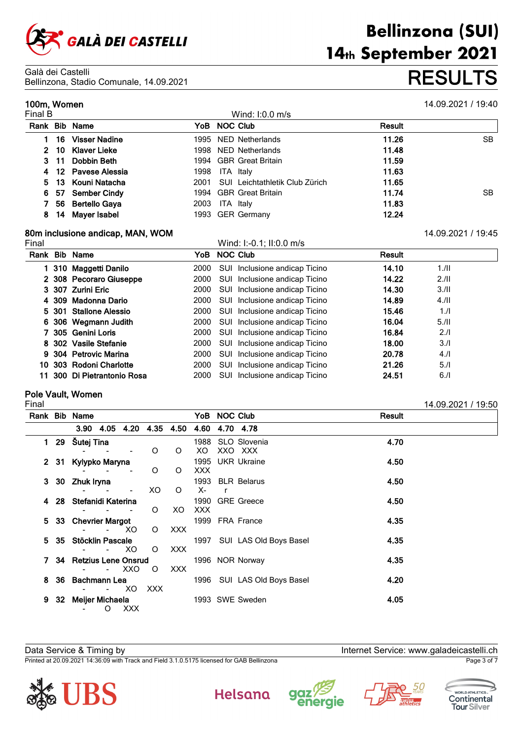# Bellinzona (SUI) 14th September 2021

Galà dei Castelli
Bellinzona, Stadio Comunale, 14.09.2021

# RESULTS

## 100m, Women

14.09.2021 / 19:40

Final B — Wind: I:0.0 m/s

| Rank | Bib | Name | YoB | NOC | Club | Result | |
|---|---|---|---|---|---|---|---|
| 1 | 16 | Visser Nadine | 1995 | NED | Netherlands | 11.26 | SB |
| 2 | 10 | Klaver Lieke | 1998 | NED | Netherlands | 11.48 | |
| 3 | 11 | Dobbin Beth | 1994 | GBR | Great Britain | 11.59 | |
| 4 | 12 | Pavese Alessia | 1998 | ITA | Italy | 11.63 | |
| 5 | 13 | Kouni Natacha | 2001 | SUI | Leichtathletik Club Zürich | 11.65 | |
| 6 | 57 | Sember Cindy | 1994 | GBR | Great Britain | 11.74 | SB |
| 7 | 56 | Bertello Gaya | 2003 | ITA | Italy | 11.83 | |
| 8 | 14 | Mayer Isabel | 1993 | GER | Germany | 12.24 | |

## 80m inclusione andicap, MAN, WOM

14.09.2021 / 19:45

Final — Wind: I:-0.1; II:0.0 m/s

| Rank | Bib | Name | YoB | NOC | Club | Result | |
|---|---|---|---|---|---|---|---|
| 1 | 310 | Maggetti Danilo | 2000 | SUI | Inclusione andicap Ticino | 14.10 | 1./II |
| 2 | 308 | Pecoraro Giuseppe | 2000 | SUI | Inclusione andicap Ticino | 14.22 | 2./II |
| 3 | 307 | Zurini Eric | 2000 | SUI | Inclusione andicap Ticino | 14.30 | 3./II |
| 4 | 309 | Madonna Dario | 2000 | SUI | Inclusione andicap Ticino | 14.89 | 4./II |
| 5 | 301 | Stallone Alessio | 2000 | SUI | Inclusione andicap Ticino | 15.46 | 1./I |
| 6 | 306 | Wegmann Judith | 2000 | SUI | Inclusione andicap Ticino | 16.04 | 5./II |
| 7 | 305 | Genini Loris | 2000 | SUI | Inclusione andicap Ticino | 16.84 | 2./I |
| 8 | 302 | Vasile Stefanie | 2000 | SUI | Inclusione andicap Ticino | 18.00 | 3./I |
| 9 | 304 | Petrovic Marina | 2000 | SUI | Inclusione andicap Ticino | 20.78 | 4./I |
| 10 | 303 | Rodoni Charlotte | 2000 | SUI | Inclusione andicap Ticino | 21.26 | 5./I |
| 11 | 300 | Di Pietrantonio Rosa | 2000 | SUI | Inclusione andicap Ticino | 24.51 | 6./I |

## Pole Vault, Women

Final — 14.09.2021 / 19:50

| Rank | Bib | Name | YoB | NOC | Club | Result | 3.90 | 4.05 | 4.20 | 4.35 | 4.50 | 4.60 | 4.70 | 4.78 |
|---|---|---|---|---|---|---|---|---|---|---|---|---|---|---|
| 1 | 29 | Šutej Tina | 1988 | SLO | Slovenia | 4.70 | - | - | - | O | O | XO | XXO | XXX |
| 2 | 31 | Kylypko Maryna | 1995 | UKR | Ukraine | 4.50 | - | - | - | O | O | XXX | | |
| 3 | 30 | Zhuk Iryna | 1993 | BLR | Belarus | 4.50 | - | - | - | XO | O | X- | r | |
| 4 | 28 | Stefanidi Katerina | 1990 | GRE | Greece | 4.50 | - | - | - | O | XO | XXX | | |
| 5 | 33 | Chevrier Margot | 1999 | FRA | France | 4.35 | - | - | XO | O | XXX | | | |
| 5 | 35 | Stöcklin Pascale | 1997 | SUI | LAS Old Boys Basel | 4.35 | - | - | XO | O | XXX | | | |
| 7 | 34 | Retzius Lene Onsrud | 1996 | NOR | Norway | 4.35 | - | - | XXO | O | XXX | | | |
| 8 | 36 | Bachmann Lea | 1996 | SUI | LAS Old Boys Basel | 4.20 | - | - | XO | XXX | | | | |
| 9 | 32 | Meijer Michaela | 1993 | SWE | Sweden | 4.05 | - | O | XXX | | | | | |

Data Service & Timing by — Internet Service: www.galadeicastelli.ch

Printed at 20.09.2021 14:36:09 with Track and Field 3.1.0.5175 licensed for GAB Bellinzona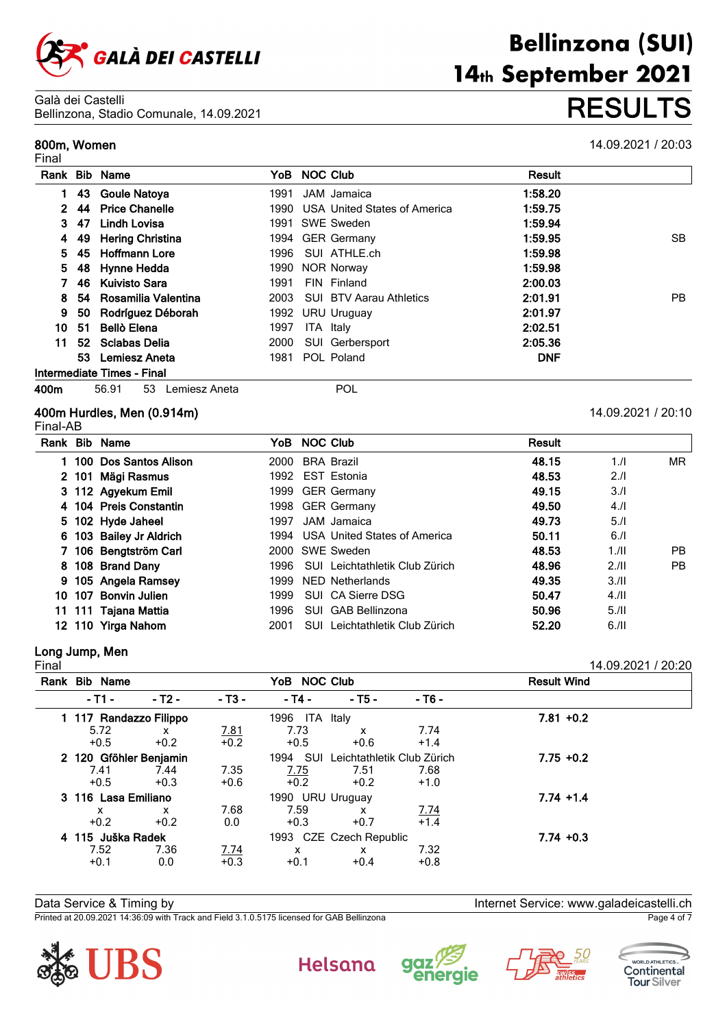# Galà dei Castelli

Galà dei Castelli
Bellinzona, Stadio Comunale, 14.09.2021

**Bellinzona (SUI)**
**14th September 2021**

# RESULTS

## 800m, Women

Final

14.09.2021 / 20:03

| Rank | Bib | Name | YoB | NOC | Club | Result | |
|---|---|---|---|---|---|---|---|
| 1 | 43 | Goule Natoya | 1991 | JAM | Jamaica | 1:58.20 | |
| 2 | 44 | Price Chanelle | 1990 | USA | United States of America | 1:59.75 | |
| 3 | 47 | Lindh Lovisa | 1991 | SWE | Sweden | 1:59.94 | |
| 4 | 49 | Hering Christina | 1994 | GER | Germany | 1:59.95 | SB |
| 5 | 45 | Hoffmann Lore | 1996 | SUI | ATHLE.ch | 1:59.98 | |
| 5 | 48 | Hynne Hedda | 1990 | NOR | Norway | 1:59.98 | |
| 7 | 46 | Kuivisto Sara | 1991 | FIN | Finland | 2:00.03 | |
| 8 | 54 | Rosamilia Valentina | 2003 | SUI | BTV Aarau Athletics | 2:01.91 | PB |
| 9 | 50 | Rodríguez Déborah | 1992 | URU | Uruguay | 2:01.97 | |
| 10 | 51 | Bellò Elena | 1997 | ITA | Italy | 2:02.51 | |
| 11 | 52 | Sclabas Delia | 2000 | SUI | Gerbersport | 2:05.36 | |
| | 53 | Lemiesz Aneta | 1981 | POL | Poland | DNF | |

**Intermediate Times - Final**

| | Time | Bib | Name | NOC |
|---|---|---|---|---|
| 400m | 56.91 | 53 | Lemiesz Aneta | POL |

## 400m Hurdles, Men (0.914m)

Final-AB

14.09.2021 / 20:10

| Rank | Bib | Name | YoB | NOC | Club | Result | | |
|---|---|---|---|---|---|---|---|---|
| 1 | 100 | Dos Santos Alison | 2000 | BRA | Brazil | 48.15 | 1./I | MR |
| 2 | 101 | Mägi Rasmus | 1992 | EST | Estonia | 48.53 | 2./I | |
| 3 | 112 | Agyekum Emil | 1999 | GER | Germany | 49.15 | 3./I | |
| 4 | 104 | Preis Constantin | 1998 | GER | Germany | 49.50 | 4./I | |
| 5 | 102 | Hyde Jaheel | 1997 | JAM | Jamaica | 49.73 | 5./I | |
| 6 | 103 | Bailey Jr Aldrich | 1994 | USA | United States of America | 50.11 | 6./I | |
| 7 | 106 | Bengtström Carl | 2000 | SWE | Sweden | 48.53 | 1./II | PB |
| 8 | 108 | Brand Dany | 1996 | SUI | Leichtathletik Club Zürich | 48.96 | 2./II | PB |
| 9 | 105 | Angela Ramsey | 1999 | NED | Netherlands | 49.35 | 3./II | |
| 10 | 107 | Bonvin Julien | 1999 | SUI | CA Sierre DSG | 50.47 | 4./II | |
| 11 | 111 | Tajana Mattia | 1996 | SUI | GAB Bellinzona | 50.96 | 5./II | |
| 12 | 110 | Yirga Nahom | 2001 | SUI | Leichtathletik Club Zürich | 52.20 | 6./II | |

## Long Jump, Men

Final

14.09.2021 / 20:20

| Rank | Bib | Name | YoB | NOC | Club | Result | Wind |
|---|---|---|---|---|---|---|---|
| 1 | 117 | Randazzo Filippo | 1996 | ITA | Italy | 7.81 | +0.2 |
| 2 | 120 | Gföhler Benjamin | 1994 | SUI | Leichtathletik Club Zürich | 7.75 | +0.2 |
| 3 | 116 | Lasa Emiliano | 1990 | URU | Uruguay | 7.74 | +1.4 |
| 4 | 115 | Juška Radek | 1993 | CZE | Czech Republic | 7.74 | +0.3 |

| Rank | Name | | - T1 - | - T2 - | - T3 - | - T4 - | - T5 - | - T6 - |
|---|---|---|---|---|---|---|---|---|
| 1 | Randazzo Filippo | Result | 5.72 | x | 7.81 | 7.73 | x | 7.74 |
| | | Wind | +0.5 | +0.2 | +0.2 | +0.5 | +0.6 | +1.4 |
| 2 | Gföhler Benjamin | Result | 7.41 | 7.44 | 7.35 | 7.75 | 7.51 | 7.68 |
| | | Wind | +0.5 | +0.3 | +0.6 | +0.2 | +0.2 | +1.0 |
| 3 | Lasa Emiliano | Result | x | x | 7.68 | 7.59 | x | 7.74 |
| | | Wind | +0.2 | +0.2 | 0.0 | +0.3 | +0.7 | +1.4 |
| 4 | Juška Radek | Result | 7.52 | 7.36 | 7.74 | x | x | 7.32 |
| | | Wind | +0.1 | 0.0 | +0.3 | +0.1 | +0.4 | +0.8 |

Data Service & Timing by

Internet Service: www.galadeicastelli.ch

Printed at 20.09.2021 14:36:09 with Track and Field 3.1.0.5175 licensed for GAB Bellinzona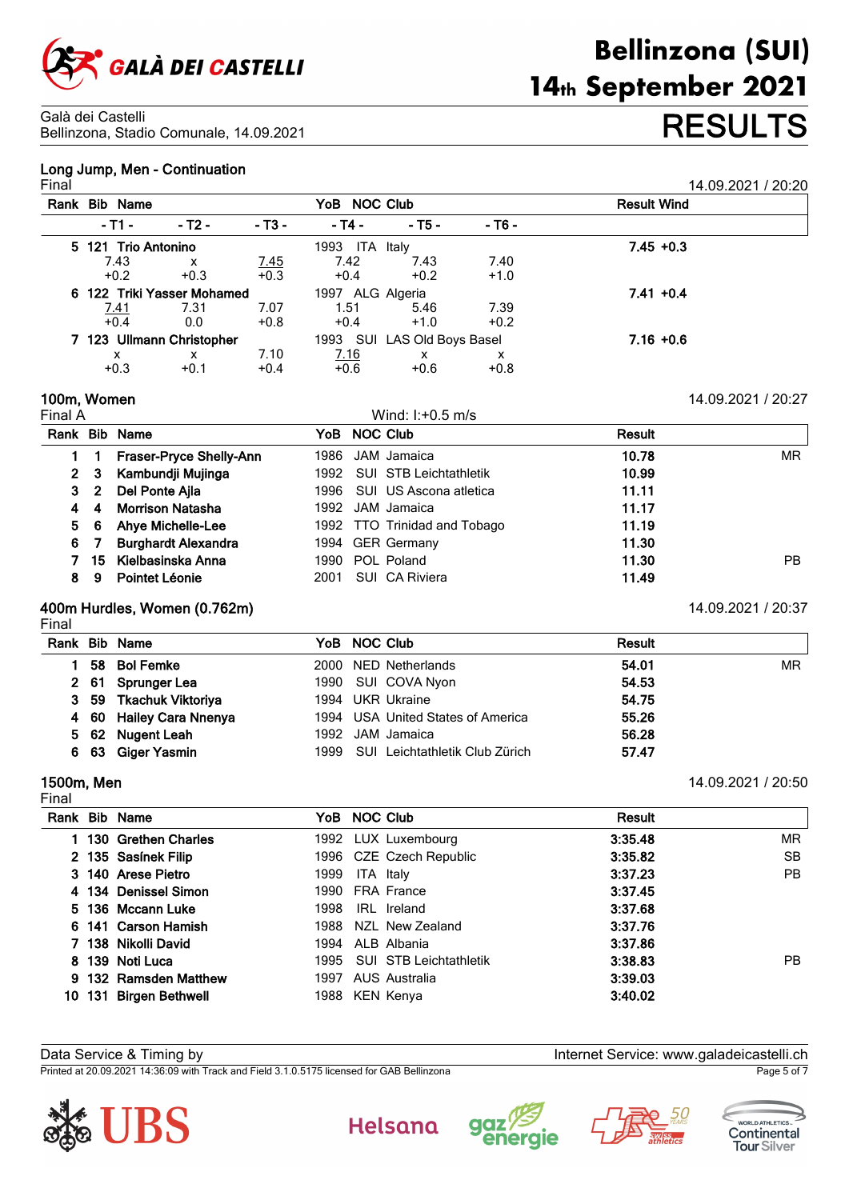Galà dei Castelli
Bellinzona, Stadio Comunale, 14.09.2021

# RESULTS

## Long Jump, Men - Continuation

Final — 14.09.2021 / 20:20

| Rank | Bib | Name | YoB | NOC | Club | Result | Wind |
|---|---|---|---|---|---|---|---|
| 5 | 121 | Trio Antonino | 1993 | ITA | Italy | 7.45 | +0.3 |
| 6 | 122 | Triki Yasser Mohamed | 1997 | ALG | Algeria | 7.41 | +0.4 |
| 7 | 123 | Ullmann Christopher | 1993 | SUI | LAS Old Boys Basel | 7.16 | +0.6 |

| Name | T1 | T2 | T3 | T4 | T5 | T6 |
|---|---|---|---|---|---|---|
| Trio Antonino | 7.43 (+0.2) | x (+0.3) | 7.45 (+0.3) | 7.42 (+0.4) | 7.43 (+0.2) | 7.40 (+1.0) |
| Triki Yasser Mohamed | 7.41 (+0.4) | 7.31 (0.0) | 7.07 (+0.8) | 1.51 (+0.4) | 5.46 (+1.0) | 7.39 (+0.2) |
| Ullmann Christopher | x (+0.3) | x (+0.1) | 7.10 (+0.4) | 7.16 (+0.6) | x (+0.6) | x (+0.8) |

## 100m, Women

Final A — Wind: I:+0.5 m/s — 14.09.2021 / 20:27

| Rank | Bib | Name | YoB | NOC | Club | Result | |
|---|---|---|---|---|---|---|---|
| 1 | 1 | Fraser-Pryce Shelly-Ann | 1986 | JAM | Jamaica | 10.78 | MR |
| 2 | 3 | Kambundji Mujinga | 1992 | SUI | STB Leichtathletik | 10.99 | |
| 3 | 2 | Del Ponte Ajla | 1996 | SUI | US Ascona atletica | 11.11 | |
| 4 | 4 | Morrison Natasha | 1992 | JAM | Jamaica | 11.17 | |
| 5 | 6 | Ahye Michelle-Lee | 1992 | TTO | Trinidad and Tobago | 11.19 | |
| 6 | 7 | Burghardt Alexandra | 1994 | GER | Germany | 11.30 | |
| 7 | 15 | Kielbasinska Anna | 1990 | POL | Poland | 11.30 | PB |
| 8 | 9 | Pointet Léonie | 2001 | SUI | CA Riviera | 11.49 | |

## 400m Hurdles, Women (0.762m)

Final — 14.09.2021 / 20:37

| Rank | Bib | Name | YoB | NOC | Club | Result | |
|---|---|---|---|---|---|---|---|
| 1 | 58 | Bol Femke | 2000 | NED | Netherlands | 54.01 | MR |
| 2 | 61 | Sprunger Lea | 1990 | SUI | COVA Nyon | 54.53 | |
| 3 | 59 | Tkachuk Viktoriya | 1994 | UKR | Ukraine | 54.75 | |
| 4 | 60 | Hailey Cara Nnenya | 1994 | USA | United States of America | 55.26 | |
| 5 | 62 | Nugent Leah | 1992 | JAM | Jamaica | 56.28 | |
| 6 | 63 | Giger Yasmin | 1999 | SUI | Leichtathletik Club Zürich | 57.47 | |

## 1500m, Men

Final — 14.09.2021 / 20:50

| Rank | Bib | Name | YoB | NOC | Club | Result | |
|---|---|---|---|---|---|---|---|
| 1 | 130 | Grethen Charles | 1992 | LUX | Luxembourg | 3:35.48 | MR |
| 2 | 135 | Sasínek Filip | 1996 | CZE | Czech Republic | 3:35.82 | SB |
| 3 | 140 | Arese Pietro | 1999 | ITA | Italy | 3:37.23 | PB |
| 4 | 134 | Denissel Simon | 1990 | FRA | France | 3:37.45 | |
| 5 | 136 | Mccann Luke | 1998 | IRL | Ireland | 3:37.68 | |
| 6 | 141 | Carson Hamish | 1988 | NZL | New Zealand | 3:37.76 | |
| 7 | 138 | Nikolli David | 1994 | ALB | Albania | 3:37.86 | |
| 8 | 139 | Noti Luca | 1995 | SUI | STB Leichtathletik | 3:38.83 | PB |
| 9 | 132 | Ramsden Matthew | 1997 | AUS | Australia | 3:39.03 | |
| 10 | 131 | Birgen Bethwell | 1988 | KEN | Kenya | 3:40.02 | |

Data Service & Timing by — Internet Service: www.galadeicastelli.ch

Printed at 20.09.2021 14:36:09 with Track and Field 3.1.0.5175 licensed for GAB Bellinzona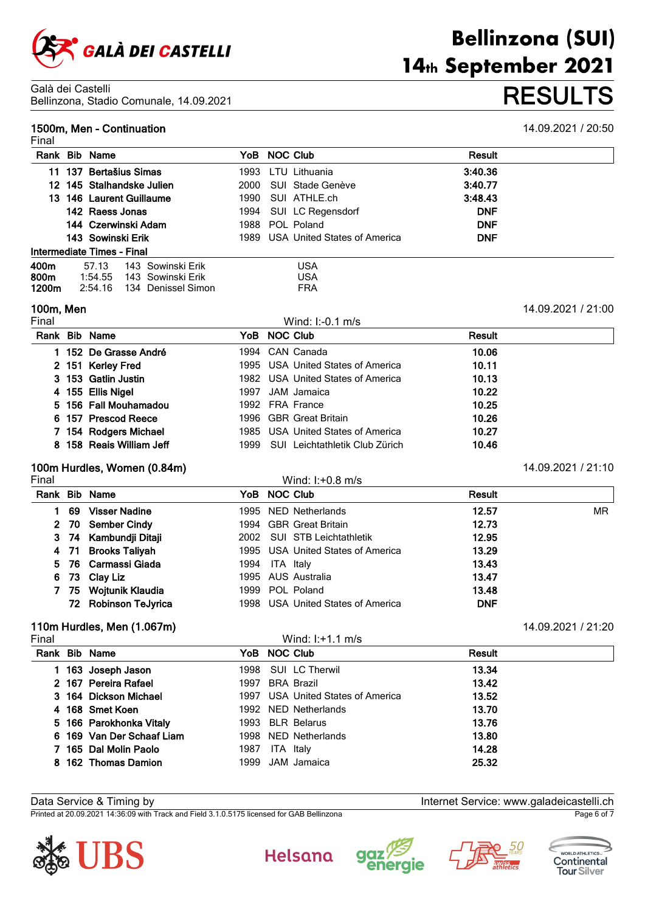Galà dei Castelli
Bellinzona, Stadio Comunale, 14.09.2021

# RESULTS

## 1500m, Men - Continuation

14.09.2021 / 20:50

Final

| Rank | Bib | Name | YoB | NOC | Club | Result |
|---|---|---|---|---|---|---|
| 11 | 137 | Bertašius Simas | 1993 | LTU | Lithuania | 3:40.36 |
| 12 | 145 | Stalhandske Julien | 2000 | SUI | Stade Genève | 3:40.77 |
| 13 | 146 | Laurent Guillaume | 1990 | SUI | ATHLE.ch | 3:48.43 |
| | 142 | Raess Jonas | 1994 | SUI | LC Regensdorf | DNF |
| | 144 | Czerwinski Adam | 1988 | POL | Poland | DNF |
| | 143 | Sowinski Erik | 1989 | USA | United States of America | DNF |

**Intermediate Times - Final**

| | | | | |
|---|---|---|---|---|
| 400m | 57.13 | 143 | Sowinski Erik | USA |
| 800m | 1:54.55 | 143 | Sowinski Erik | USA |
| 1200m | 2:54.16 | 134 | Denissel Simon | FRA |

## 100m, Men

14.09.2021 / 21:00

Final — Wind: I:-0.1 m/s

| Rank | Bib | Name | YoB | NOC | Club | Result |
|---|---|---|---|---|---|---|
| 1 | 152 | De Grasse André | 1994 | CAN | Canada | 10.06 |
| 2 | 151 | Kerley Fred | 1995 | USA | United States of America | 10.11 |
| 3 | 153 | Gatlin Justin | 1982 | USA | United States of America | 10.13 |
| 4 | 155 | Ellis Nigel | 1997 | JAM | Jamaica | 10.22 |
| 5 | 156 | Fall Mouhamadou | 1992 | FRA | France | 10.25 |
| 6 | 157 | Prescod Reece | 1996 | GBR | Great Britain | 10.26 |
| 7 | 154 | Rodgers Michael | 1985 | USA | United States of America | 10.27 |
| 8 | 158 | Reais William Jeff | 1999 | SUI | Leichtathletik Club Zürich | 10.46 |

## 100m Hurdles, Women (0.84m)

14.09.2021 / 21:10

Final — Wind: I:+0.8 m/s

| Rank | Bib | Name | YoB | NOC | Club | Result | |
|---|---|---|---|---|---|---|---|
| 1 | 69 | Visser Nadine | 1995 | NED | Netherlands | 12.57 | MR |
| 2 | 70 | Sember Cindy | 1994 | GBR | Great Britain | 12.73 | |
| 3 | 74 | Kambundji Ditaji | 2002 | SUI | STB Leichtathletik | 12.95 | |
| 4 | 71 | Brooks Taliyah | 1995 | USA | United States of America | 13.29 | |
| 5 | 76 | Carmassi Giada | 1994 | ITA | Italy | 13.43 | |
| 6 | 73 | Clay Liz | 1995 | AUS | Australia | 13.47 | |
| 7 | 75 | Wojtunik Klaudia | 1999 | POL | Poland | 13.48 | |
| | 72 | Robinson TeJyrica | 1998 | USA | United States of America | DNF | |

## 110m Hurdles, Men (1.067m)

14.09.2021 / 21:20

Final — Wind: I:+1.1 m/s

| Rank | Bib | Name | YoB | NOC | Club | Result |
|---|---|---|---|---|---|---|
| 1 | 163 | Joseph Jason | 1998 | SUI | LC Therwil | 13.34 |
| 2 | 167 | Pereira Rafael | 1997 | BRA | Brazil | 13.42 |
| 3 | 164 | Dickson Michael | 1997 | USA | United States of America | 13.52 |
| 4 | 168 | Smet Koen | 1992 | NED | Netherlands | 13.70 |
| 5 | 166 | Parokhonka Vitaly | 1993 | BLR | Belarus | 13.76 |
| 6 | 169 | Van Der Schaaf Liam | 1998 | NED | Netherlands | 13.80 |
| 7 | 165 | Dal Molin Paolo | 1987 | ITA | Italy | 14.28 |
| 8 | 162 | Thomas Damion | 1999 | JAM | Jamaica | 25.32 |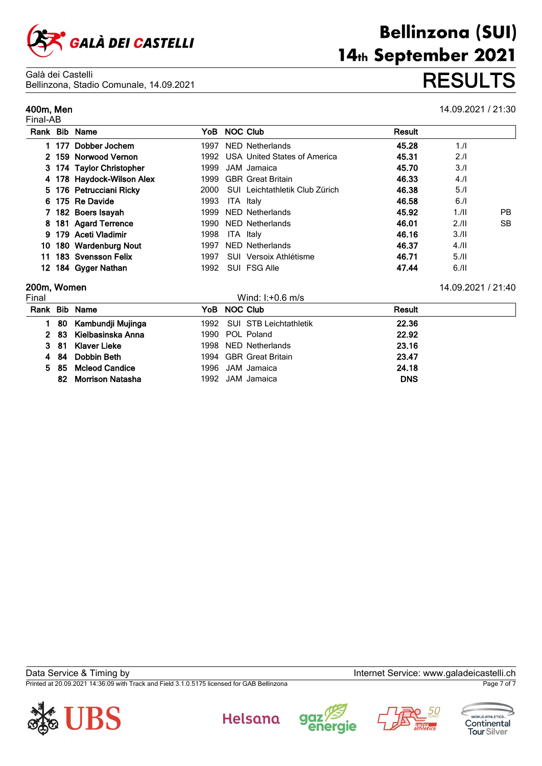# Bellinzona (SUI)
# 14th September 2021

Galà dei Castelli
Bellinzona, Stadio Comunale, 14.09.2021

# RESULTS

## 400m, Men

14.09.2021 / 21:30

Final-AB

| Rank | Bib | Name | YoB | NOC | Club | Result | | |
|---|---|---|---|---|---|---|---|---|
| 1 | 177 | Dobber Jochem | 1997 | NED | Netherlands | 45.28 | 1./I | |
| 2 | 159 | Norwood Vernon | 1992 | USA | United States of America | 45.31 | 2./I | |
| 3 | 174 | Taylor Christopher | 1999 | JAM | Jamaica | 45.70 | 3./I | |
| 4 | 178 | Haydock-Wilson Alex | 1999 | GBR | Great Britain | 46.33 | 4./I | |
| 5 | 176 | Petrucciani Ricky | 2000 | SUI | Leichtathletik Club Zürich | 46.38 | 5./I | |
| 6 | 175 | Re Davide | 1993 | ITA | Italy | 46.58 | 6./I | |
| 7 | 182 | Boers Isayah | 1999 | NED | Netherlands | 45.92 | 1./II | PB |
| 8 | 181 | Agard Terrence | 1990 | NED | Netherlands | 46.01 | 2./II | SB |
| 9 | 179 | Aceti Vladimir | 1998 | ITA | Italy | 46.16 | 3./II | |
| 10 | 180 | Wardenburg Nout | 1997 | NED | Netherlands | 46.37 | 4./II | |
| 11 | 183 | Svensson Felix | 1997 | SUI | Versoix Athlétisme | 46.71 | 5./II | |
| 12 | 184 | Gyger Nathan | 1992 | SUI | FSG Alle | 47.44 | 6./II | |

## 200m, Women

14.09.2021 / 21:40

Final — Wind: I:+0.6 m/s

| Rank | Bib | Name | YoB | NOC | Club | Result |
|---|---|---|---|---|---|---|
| 1 | 80 | Kambundji Mujinga | 1992 | SUI | STB Leichtathletik | 22.36 |
| 2 | 83 | Kielbasinska Anna | 1990 | POL | Poland | 22.92 |
| 3 | 81 | Klaver Lieke | 1998 | NED | Netherlands | 23.16 |
| 4 | 84 | Dobbin Beth | 1994 | GBR | Great Britain | 23.47 |
| 5 | 85 | Mcleod Candice | 1996 | JAM | Jamaica | 24.18 |
| | 82 | Morrison Natasha | 1992 | JAM | Jamaica | DNS |

Data Service & Timing by — Internet Service: www.galadeicastelli.ch

Printed at 20.09.2021 14:36:09 with Track and Field 3.1.0.5175 licensed for GAB Bellinzona